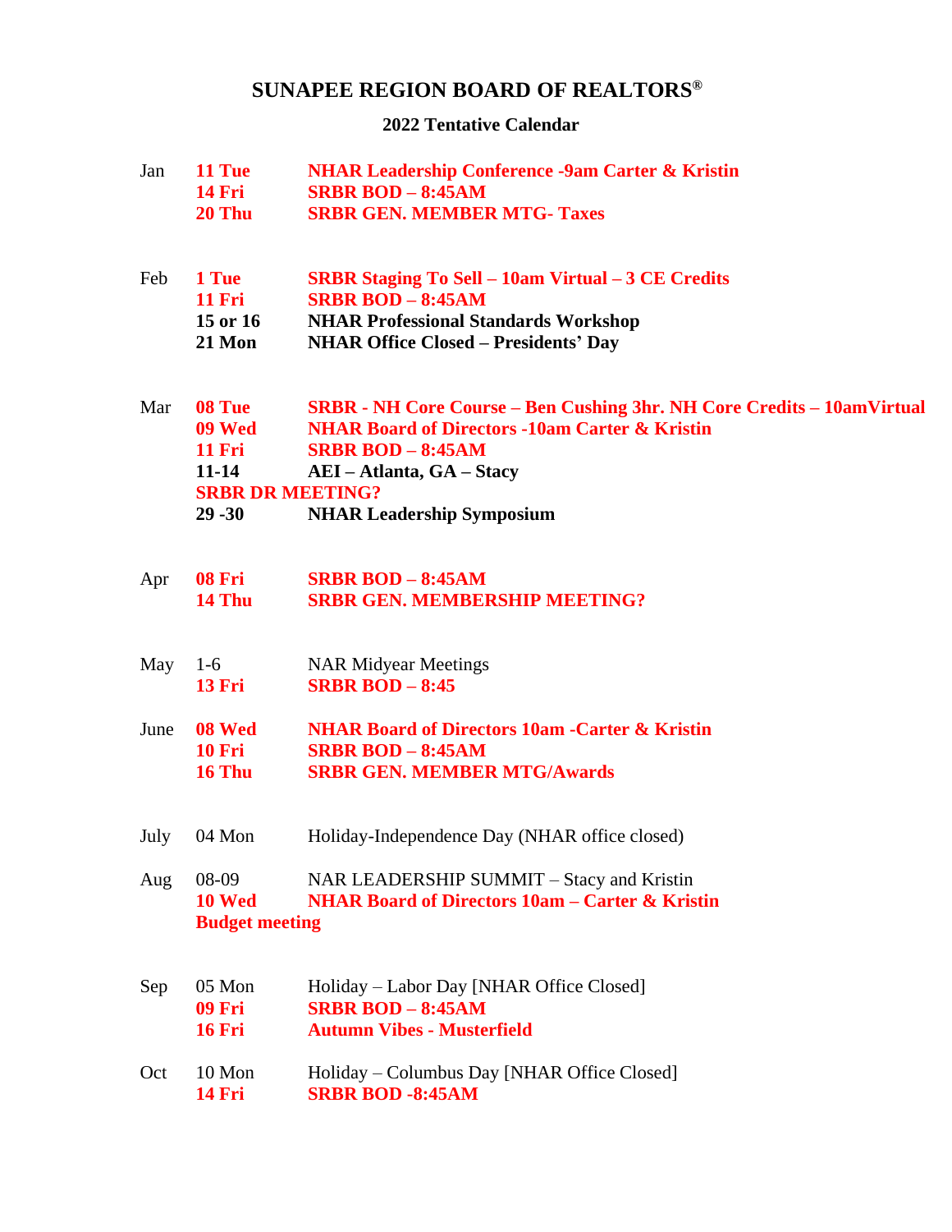# SUNAPEE REGION BOARD OF REALTORS®

## 2022 Tentative Calendar

| | | |
|---|---|---|
| Jan | **11 Tue** | **NHAR Leadership Conference -9am Carter & Kristin** |
| | **14 Fri** | **SRBR BOD – 8:45AM** |
| | **20 Thu** | **SRBR GEN. MEMBER MTG- Taxes** |
| Feb | **1 Tue** | **SRBR Staging To Sell – 10am Virtual – 3 CE Credits** |
| | **11 Fri** | **SRBR BOD – 8:45AM** |
| | **15 or 16** | **NHAR Professional Standards Workshop** |
| | **21 Mon** | **NHAR Office Closed – Presidents' Day** |
| Mar | **08 Tue** | **SRBR - NH Core Course – Ben Cushing 3hr. NH Core Credits – 10amVirtual** |
| | **09 Wed** | **NHAR Board of Directors -10am Carter & Kristin** |
| | **11 Fri** | **SRBR BOD – 8:45AM** |
| | **11-14** | **AEI – Atlanta, GA – Stacy** |
| | **SRBR DR MEETING?** | |
| | **29 -30** | **NHAR Leadership Symposium** |
| Apr | **08 Fri** | **SRBR BOD – 8:45AM** |
| | **14 Thu** | **SRBR GEN. MEMBERSHIP MEETING?** |
| May | 1-6 | NAR Midyear Meetings |
| | **13 Fri** | **SRBR BOD – 8:45** |
| June | **08 Wed** | **NHAR Board of Directors 10am -Carter & Kristin** |
| | **10 Fri** | **SRBR BOD – 8:45AM** |
| | **16 Thu** | **SRBR GEN. MEMBER MTG/Awards** |
| July | 04 Mon | Holiday-Independence Day (NHAR office closed) |
| Aug | 08-09 | NAR LEADERSHIP SUMMIT – Stacy and Kristin |
| | **10 Wed** | **NHAR Board of Directors 10am – Carter & Kristin** |
| | **Budget meeting** | |
| Sep | 05 Mon | Holiday – Labor Day [NHAR Office Closed] |
| | **09 Fri** | **SRBR BOD – 8:45AM** |
| | **16 Fri** | **Autumn Vibes - Musterfield** |
| Oct | 10 Mon | Holiday – Columbus Day [NHAR Office Closed] |
| | **14 Fri** | **SRBR BOD -8:45AM** |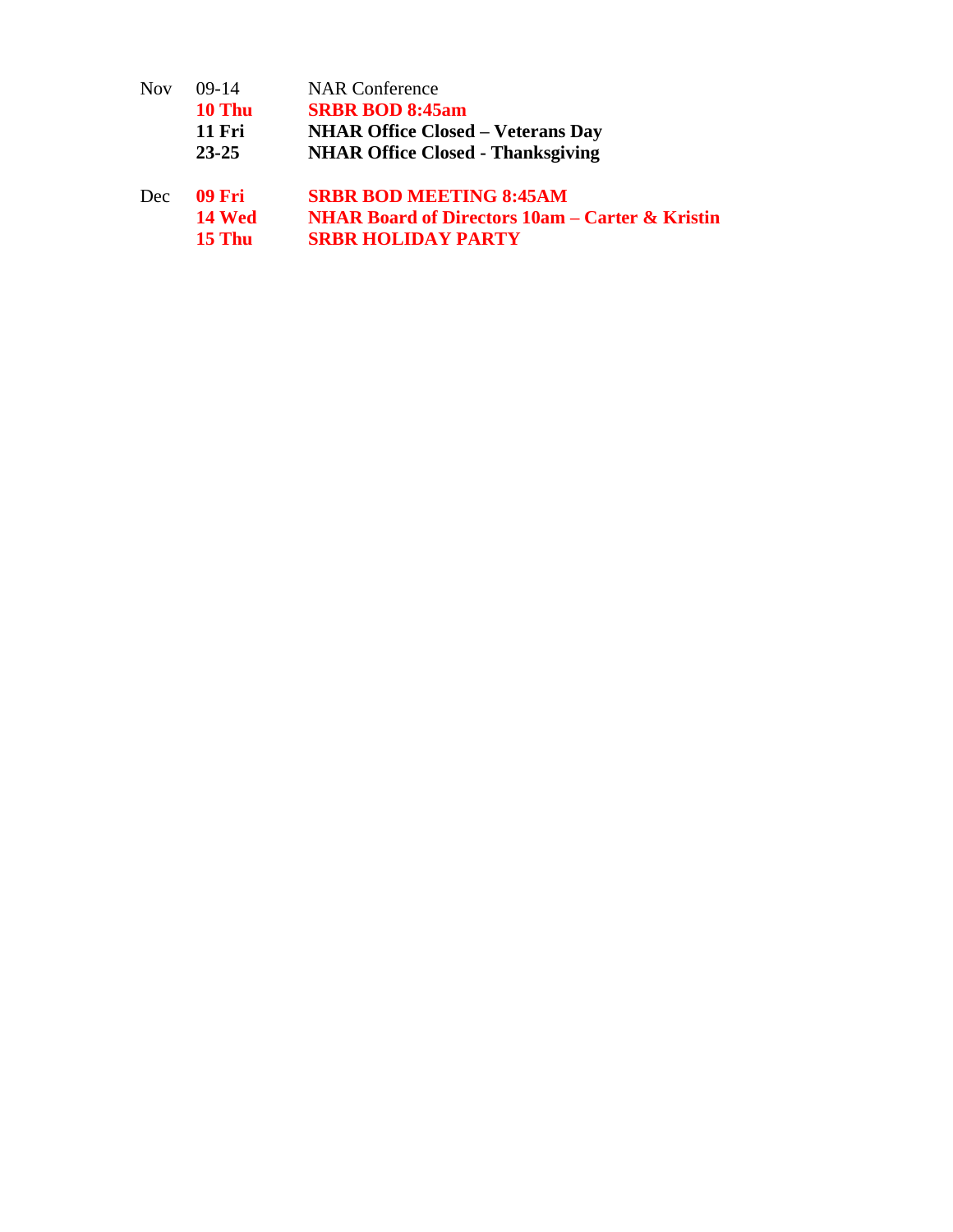| | | |
|---|---|---|
| Nov | 09-14 | NAR Conference |
| | **10 Thu** | **SRBR BOD 8:45am** |
| | **11 Fri** | **NHAR Office Closed – Veterans Day** |
| | **23-25** | **NHAR Office Closed - Thanksgiving** |
| Dec | **09 Fri** | **SRBR BOD MEETING 8:45AM** |
| | **14 Wed** | **NHAR Board of Directors 10am – Carter & Kristin** |
| | **15 Thu** | **SRBR HOLIDAY PARTY** |